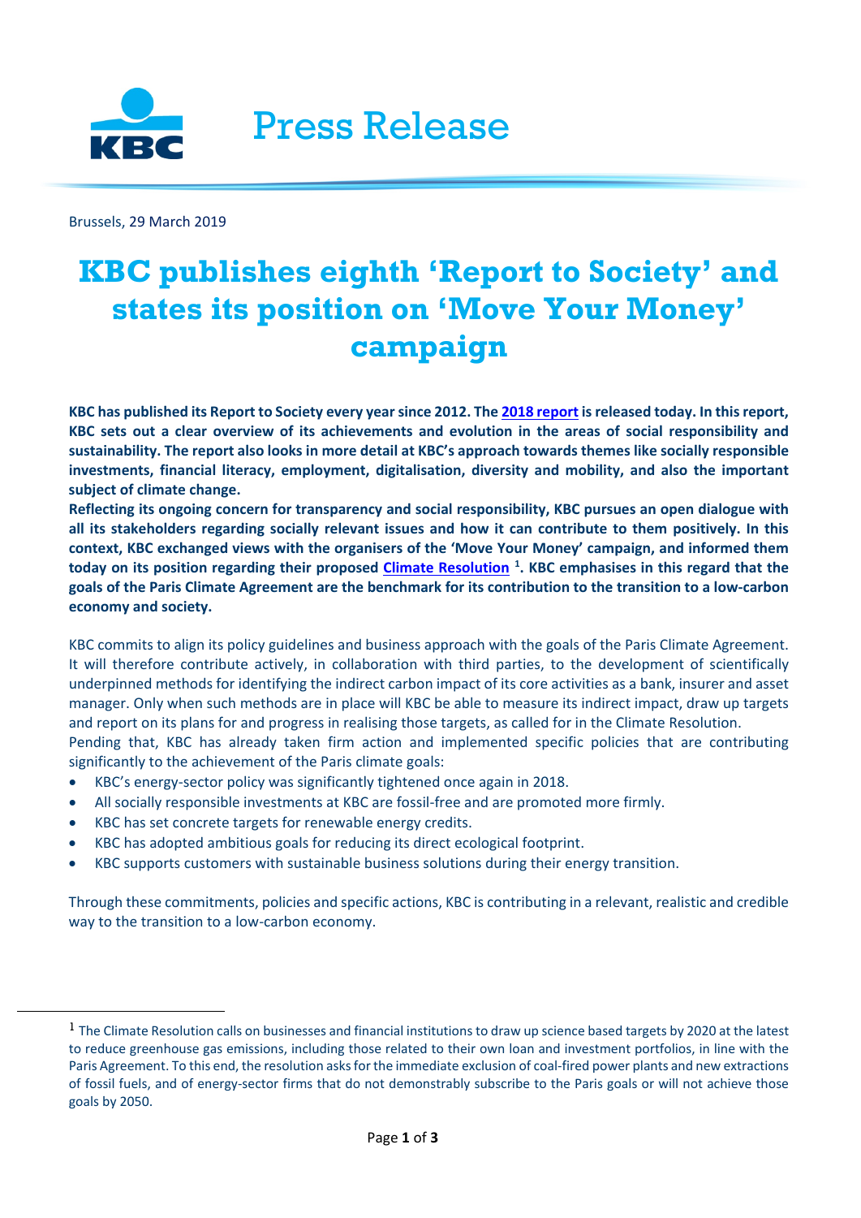Press Release

Brussels, 29 March 2019

# KBC publishes eighth 'Report to Society' and states its position on 'Move Your Money' campaign

**KBC has published its Report to Society every year since 2012. The 2018 report is released today. In this report, KBC sets out a clear overview of its achievements and evolution in the areas of social responsibility and sustainability. The report also looks in more detail at KBC's approach towards themes like socially responsible investments, financial literacy, employment, digitalisation, diversity and mobility, and also the important subject of climate change.**

**Reflecting its ongoing concern for transparency and social responsibility, KBC pursues an open dialogue with all its stakeholders regarding socially relevant issues and how it can contribute to them positively. In this context, KBC exchanged views with the organisers of the 'Move Your Money' campaign, and informed them today on its position regarding their proposed Climate Resolution [1]. KBC emphasises in this regard that the goals of the Paris Climate Agreement are the benchmark for its contribution to the transition to a low-carbon economy and society.**

KBC commits to align its policy guidelines and business approach with the goals of the Paris Climate Agreement. It will therefore contribute actively, in collaboration with third parties, to the development of scientifically underpinned methods for identifying the indirect carbon impact of its core activities as a bank, insurer and asset manager. Only when such methods are in place will KBC be able to measure its indirect impact, draw up targets and report on its plans for and progress in realising those targets, as called for in the Climate Resolution.

Pending that, KBC has already taken firm action and implemented specific policies that are contributing significantly to the achievement of the Paris climate goals:

- KBC's energy-sector policy was significantly tightened once again in 2018.
- All socially responsible investments at KBC are fossil-free and are promoted more firmly.
- KBC has set concrete targets for renewable energy credits.
- KBC has adopted ambitious goals for reducing its direct ecological footprint.
- KBC supports customers with sustainable business solutions during their energy transition.

Through these commitments, policies and specific actions, KBC is contributing in a relevant, realistic and credible way to the transition to a low-carbon economy.

---

[1] The Climate Resolution calls on businesses and financial institutions to draw up science based targets by 2020 at the latest to reduce greenhouse gas emissions, including those related to their own loan and investment portfolios, in line with the Paris Agreement. To this end, the resolution asks for the immediate exclusion of coal-fired power plants and new extractions of fossil fuels, and of energy-sector firms that do not demonstrably subscribe to the Paris goals or will not achieve those goals by 2050.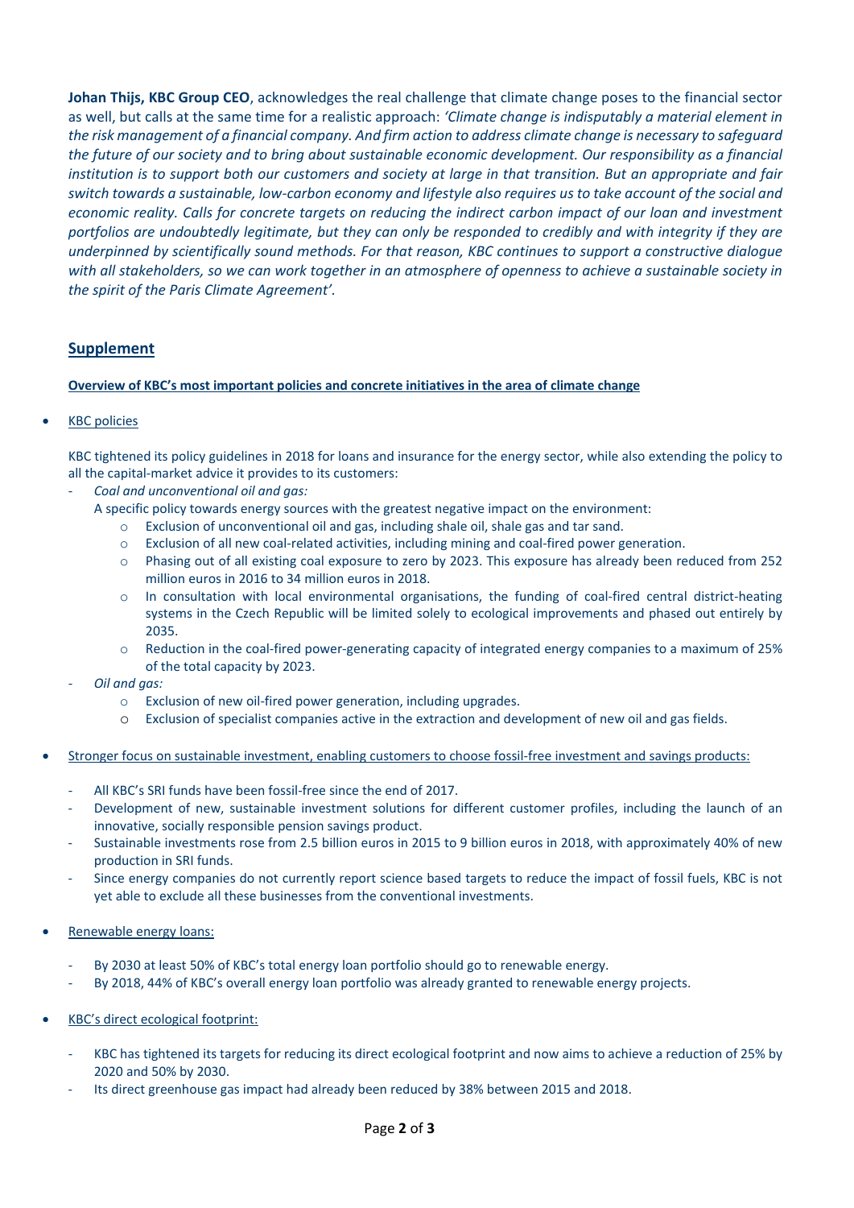**Johan Thijs, KBC Group CEO**, acknowledges the real challenge that climate change poses to the financial sector as well, but calls at the same time for a realistic approach: *'Climate change is indisputably a material element in the risk management of a financial company. And firm action to address climate change is necessary to safeguard the future of our society and to bring about sustainable economic development. Our responsibility as a financial institution is to support both our customers and society at large in that transition. But an appropriate and fair switch towards a sustainable, low-carbon economy and lifestyle also requires us to take account of the social and economic reality. Calls for concrete targets on reducing the indirect carbon impact of our loan and investment portfolios are undoubtedly legitimate, but they can only be responded to credibly and with integrity if they are underpinned by scientifically sound methods. For that reason, KBC continues to support a constructive dialogue with all stakeholders, so we can work together in an atmosphere of openness to achieve a sustainable society in the spirit of the Paris Climate Agreement'.*

## Supplement

**Overview of KBC's most important policies and concrete initiatives in the area of climate change**

- KBC policies

  KBC tightened its policy guidelines in 2018 for loans and insurance for the energy sector, while also extending the policy to all the capital-market advice it provides to its customers:

  - *Coal and unconventional oil and gas:*
    A specific policy towards energy sources with the greatest negative impact on the environment:
    - Exclusion of unconventional oil and gas, including shale oil, shale gas and tar sand.
    - Exclusion of all new coal-related activities, including mining and coal-fired power generation.
    - Phasing out of all existing coal exposure to zero by 2023. This exposure has already been reduced from 252 million euros in 2016 to 34 million euros in 2018.
    - In consultation with local environmental organisations, the funding of coal-fired central district-heating systems in the Czech Republic will be limited solely to ecological improvements and phased out entirely by 2035.
    - Reduction in the coal-fired power-generating capacity of integrated energy companies to a maximum of 25% of the total capacity by 2023.
  - *Oil and gas:*
    - Exclusion of new oil-fired power generation, including upgrades.
    - Exclusion of specialist companies active in the extraction and development of new oil and gas fields.

- Stronger focus on sustainable investment, enabling customers to choose fossil-free investment and savings products:

  - All KBC's SRI funds have been fossil-free since the end of 2017.
  - Development of new, sustainable investment solutions for different customer profiles, including the launch of an innovative, socially responsible pension savings product.
  - Sustainable investments rose from 2.5 billion euros in 2015 to 9 billion euros in 2018, with approximately 40% of new production in SRI funds.
  - Since energy companies do not currently report science based targets to reduce the impact of fossil fuels, KBC is not yet able to exclude all these businesses from the conventional investments.

- Renewable energy loans:

  - By 2030 at least 50% of KBC's total energy loan portfolio should go to renewable energy.
  - By 2018, 44% of KBC's overall energy loan portfolio was already granted to renewable energy projects.

- KBC's direct ecological footprint:

  - KBC has tightened its targets for reducing its direct ecological footprint and now aims to achieve a reduction of 25% by 2020 and 50% by 2030.
  - Its direct greenhouse gas impact had already been reduced by 38% between 2015 and 2018.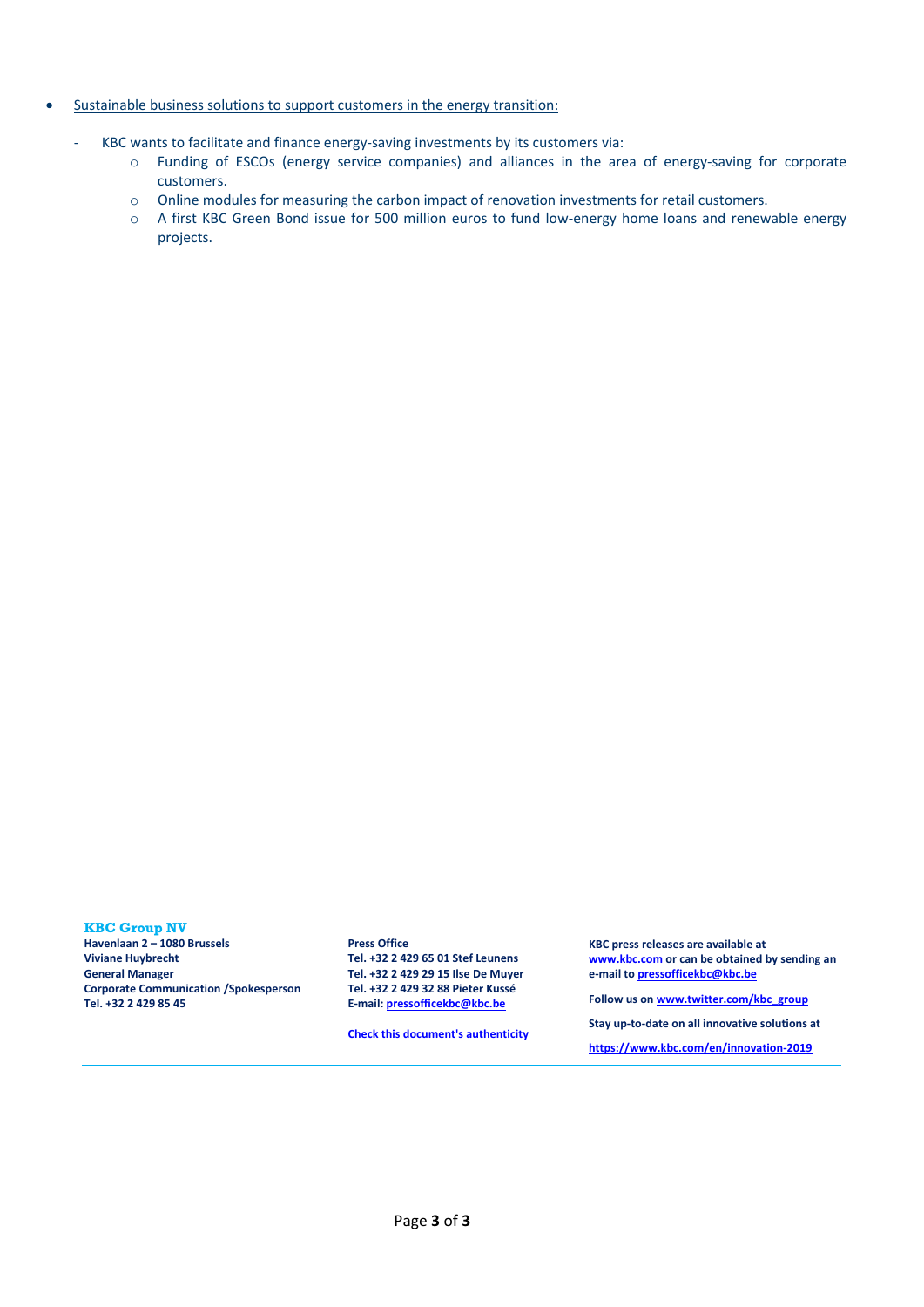- Sustainable business solutions to support customers in the energy transition:
  - KBC wants to facilitate and finance energy-saving investments by its customers via:
    - Funding of ESCOs (energy service companies) and alliances in the area of energy-saving for corporate customers.
    - Online modules for measuring the carbon impact of renovation investments for retail customers.
    - A first KBC Green Bond issue for 500 million euros to fund low-energy home loans and renewable energy projects.

**KBC Group NV**
**Havenlaan 2 – 1080 Brussels**
**Viviane Huybrecht**
**General Manager**
**Corporate Communication /Spokesperson**
**Tel. +32 2 429 85 45**

**Press Office**
**Tel. +32 2 429 65 01 Stef Leunens**
**Tel. +32 2 429 29 15 Ilse De Muyer**
**Tel. +32 2 429 32 88 Pieter Kussé**
**E-mail: pressofficekbc@kbc.be**

**Check this document's authenticity**

**KBC press releases are available at www.kbc.com or can be obtained by sending an e-mail to pressofficekbc@kbc.be**

**Follow us on www.twitter.com/kbc_group**

**Stay up-to-date on all innovative solutions at**

**https://www.kbc.com/en/innovation-2019**